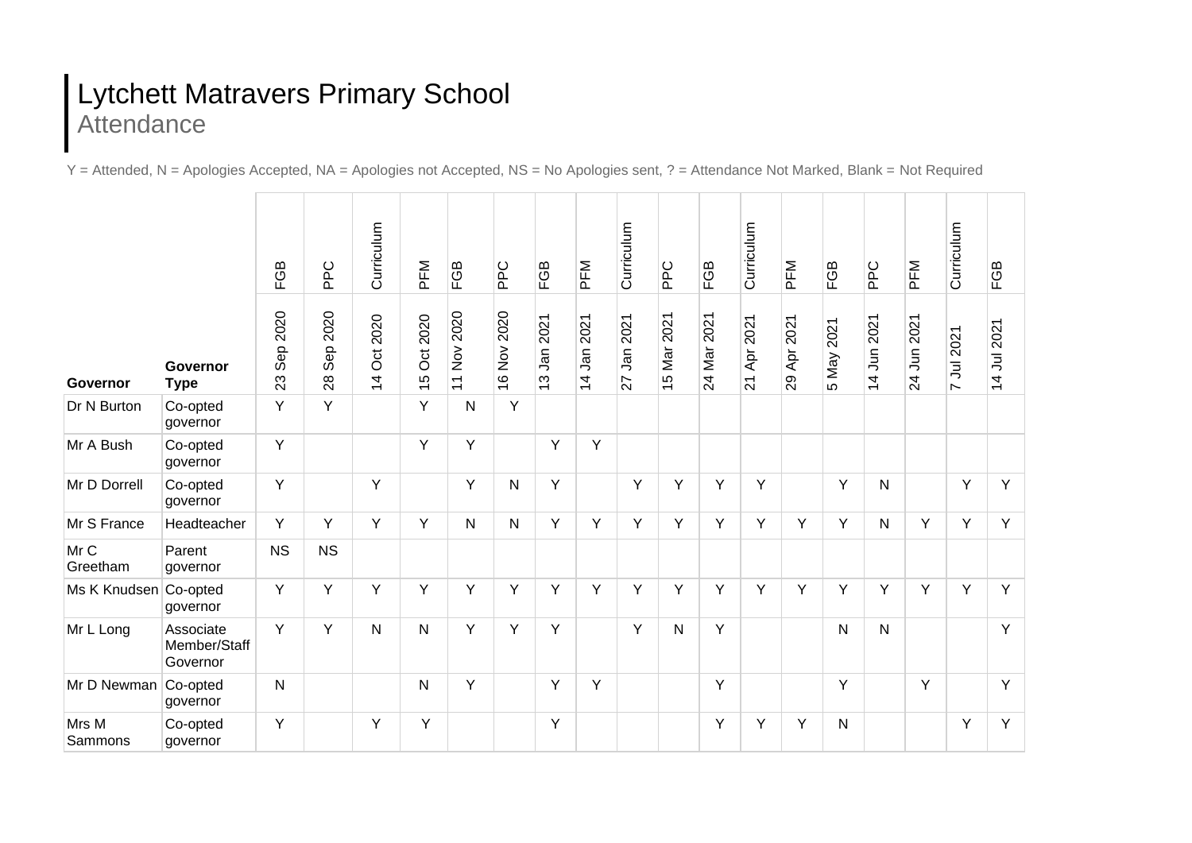# Lytchett Matravers Primary School

## Attendance

Y = Attended, N = Apologies Accepted, NA = Apologies not Accepted, NS = No Apologies sent, ? = Attendance Not Marked, Blank = Not Required

| | | FGB | PPC | Curriculum | PFM | FGB | PPC | FGB | PFM | Curriculum | PPC | FGB | Curriculum | PFM | FGB | PPC | PFM | Curriculum | FGB |
|---|---|---|---|---|---|---|---|---|---|---|---|---|---|---|---|---|---|---|---|
| **Governor** | **Governor Type** | 23 Sep 2020 | 28 Sep 2020 | 14 Oct 2020 | 15 Oct 2020 | 11 Nov 2020 | 16 Nov 2020 | 13 Jan 2021 | 14 Jan 2021 | 27 Jan 2021 | 15 Mar 2021 | 24 Mar 2021 | 21 Apr 2021 | 29 Apr 2021 | 5 May 2021 | 14 Jun 2021 | 24 Jun 2021 | 7 Jul 2021 | 14 Jul 2021 |
| Dr N Burton | Co-opted governor | Y | Y | | Y | N | Y | | | | | | | | | | | | |
| Mr A Bush | Co-opted governor | Y | | | Y | Y | | Y | Y | | | | | | | | | | |
| Mr D Dorrell | Co-opted governor | Y | | Y | | Y | N | Y | | Y | Y | Y | Y | | Y | N | | Y | Y |
| Mr S France | Headteacher | Y | Y | Y | Y | N | N | Y | Y | Y | Y | Y | Y | Y | Y | N | Y | Y | Y |
| Mr C Greetham | Parent governor | NS | NS | | | | | | | | | | | | | | | | |
| Ms K Knudsen | Co-opted governor | Y | Y | Y | Y | Y | Y | Y | Y | Y | Y | Y | Y | Y | Y | Y | Y | Y | Y |
| Mr L Long | Associate Member/Staff Governor | Y | Y | N | N | Y | Y | Y | | Y | N | Y | | | N | N | | | Y |
| Mr D Newman | Co-opted governor | N | | | N | Y | | Y | Y | | | Y | | | Y | | Y | | Y |
| Mrs M Sammons | Co-opted governor | Y | | Y | Y | | | Y | | | | Y | Y | Y | N | | | Y | Y |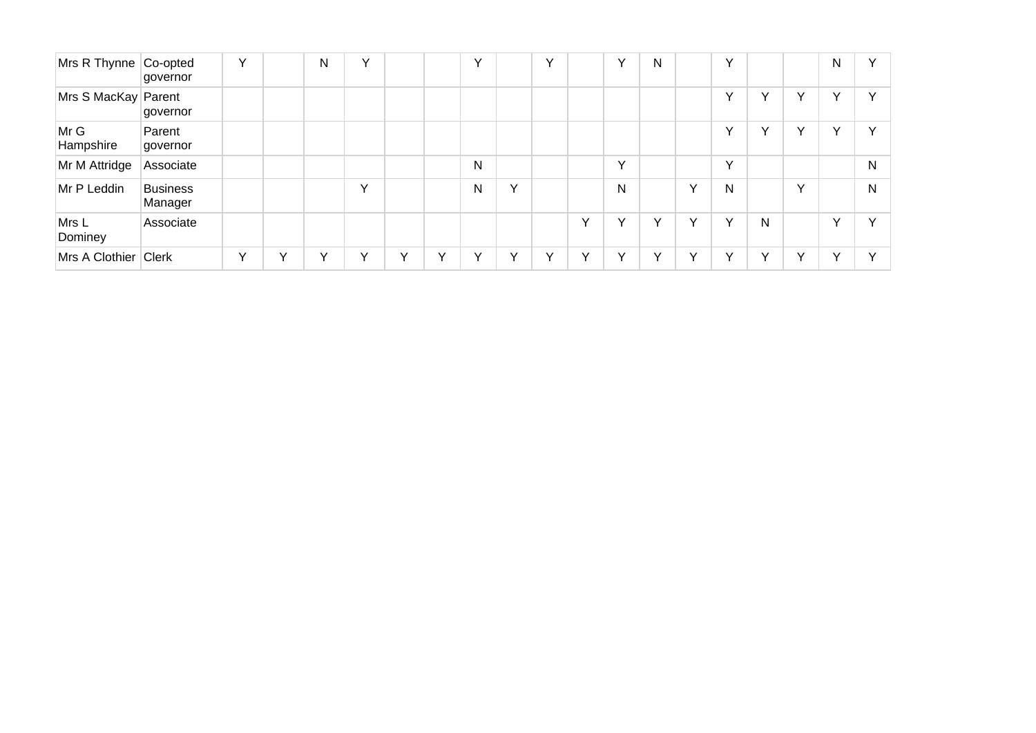| | | | | | | | | | | | | | | | | | | | |
|---|---|---|---|---|---|---|---|---|---|---|---|---|---|---|---|---|---|---|---|
| Mrs R Thynne | Co-opted governor | Y | | N | Y | | | Y | | Y | | Y | N | | Y | | | N | Y |
| Mrs S MacKay | Parent governor | | | | | | | | | | | | | | Y | Y | Y | Y | Y |
| Mr G Hampshire | Parent governor | | | | | | | | | | | | | | Y | Y | Y | Y | Y |
| Mr M Attridge | Associate | | | | | | | N | | | | Y | | | Y | | | | N |
| Mr P Leddin | Business Manager | | | | Y | | | N | Y | | | N | | Y | N | | Y | | N |
| Mrs L Dominey | Associate | | | | | | | | | | Y | Y | Y | Y | Y | N | | Y | Y |
| Mrs A Clothier | Clerk | Y | Y | Y | Y | Y | Y | Y | Y | Y | Y | Y | Y | Y | Y | Y | Y | Y | Y |